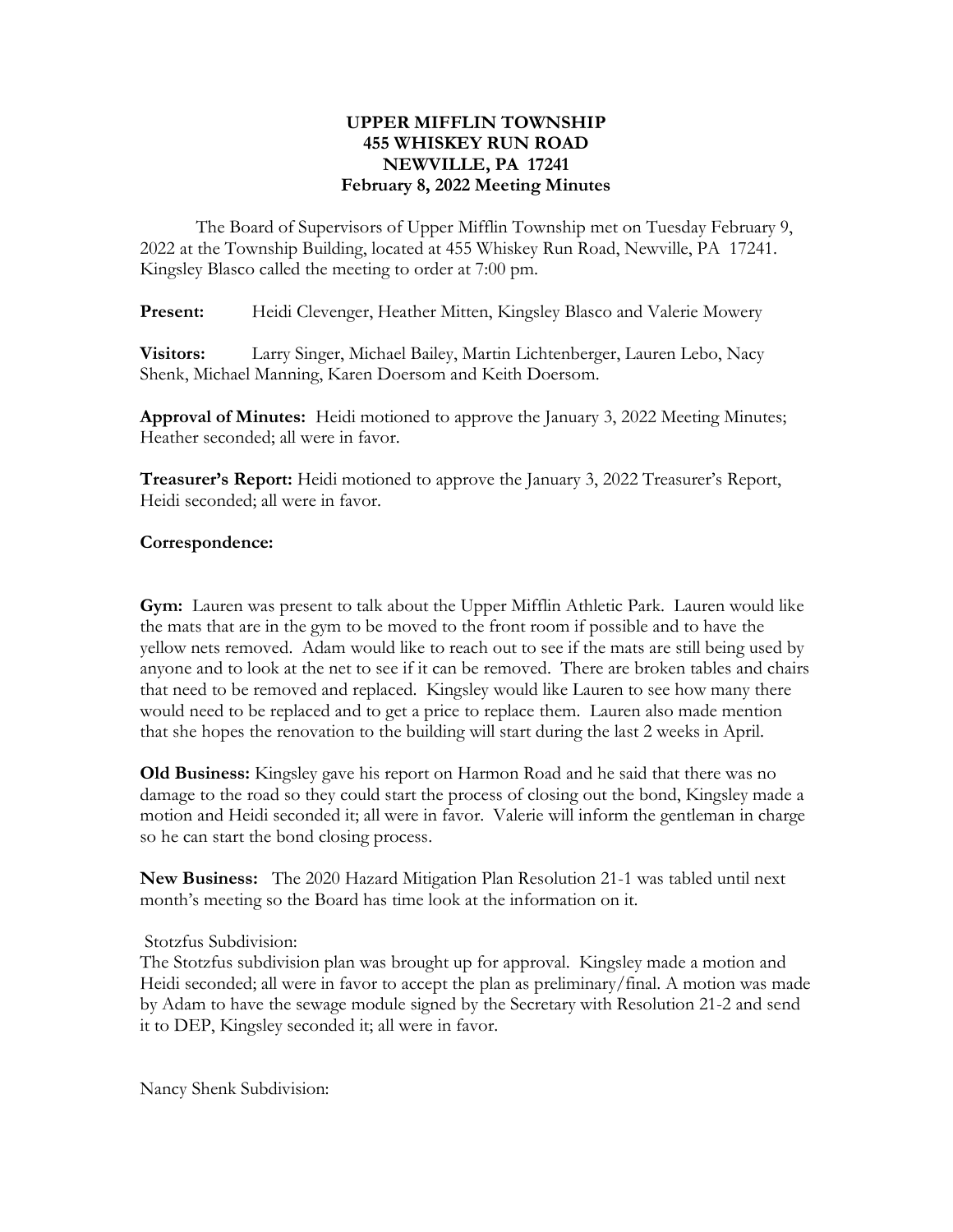**UPPER MIFFLIN TOWNSHIP**
**455 WHISKEY RUN ROAD**
**NEWVILLE, PA 17241**
**February 8, 2022 Meeting Minutes**

The Board of Supervisors of Upper Mifflin Township met on Tuesday February 9, 2022 at the Township Building, located at 455 Whiskey Run Road, Newville, PA 17241. Kingsley Blasco called the meeting to order at 7:00 pm.

**Present:** Heidi Clevenger, Heather Mitten, Kingsley Blasco and Valerie Mowery

**Visitors:** Larry Singer, Michael Bailey, Martin Lichtenberger, Lauren Lebo, Nacy Shenk, Michael Manning, Karen Doersom and Keith Doersom.

**Approval of Minutes:** Heidi motioned to approve the January 3, 2022 Meeting Minutes; Heather seconded; all were in favor.

**Treasurer's Report:** Heidi motioned to approve the January 3, 2022 Treasurer's Report, Heidi seconded; all were in favor.

**Correspondence:**

**Gym:** Lauren was present to talk about the Upper Mifflin Athletic Park. Lauren would like the mats that are in the gym to be moved to the front room if possible and to have the yellow nets removed. Adam would like to reach out to see if the mats are still being used by anyone and to look at the net to see if it can be removed. There are broken tables and chairs that need to be removed and replaced. Kingsley would like Lauren to see how many there would need to be replaced and to get a price to replace them. Lauren also made mention that she hopes the renovation to the building will start during the last 2 weeks in April.

**Old Business:** Kingsley gave his report on Harmon Road and he said that there was no damage to the road so they could start the process of closing out the bond, Kingsley made a motion and Heidi seconded it; all were in favor. Valerie will inform the gentleman in charge so he can start the bond closing process.

**New Business:** The 2020 Hazard Mitigation Plan Resolution 21-1 was tabled until next month's meeting so the Board has time look at the information on it.

Stotzfus Subdivision:
The Stotzfus subdivision plan was brought up for approval. Kingsley made a motion and Heidi seconded; all were in favor to accept the plan as preliminary/final. A motion was made by Adam to have the sewage module signed by the Secretary with Resolution 21-2 and send it to DEP, Kingsley seconded it; all were in favor.

Nancy Shenk Subdivision: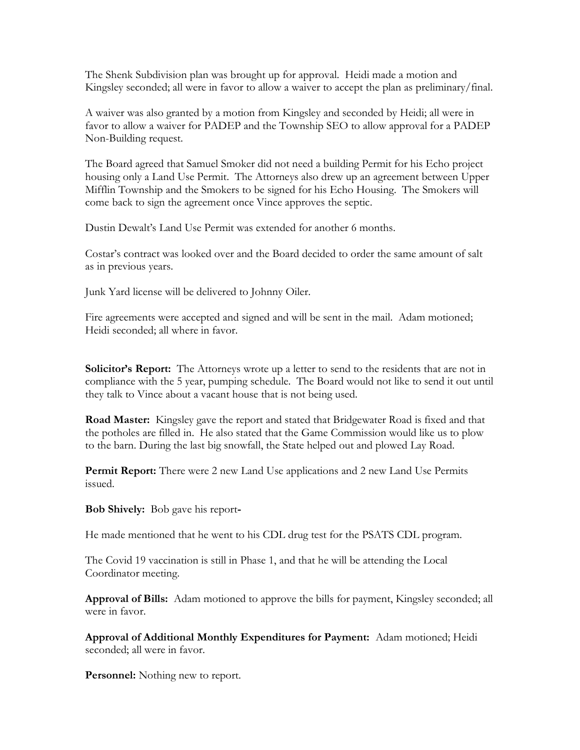The Shenk Subdivision plan was brought up for approval. Heidi made a motion and Kingsley seconded; all were in favor to allow a waiver to accept the plan as preliminary/final.

A waiver was also granted by a motion from Kingsley and seconded by Heidi; all were in favor to allow a waiver for PADEP and the Township SEO to allow approval for a PADEP Non-Building request.

The Board agreed that Samuel Smoker did not need a building Permit for his Echo project housing only a Land Use Permit. The Attorneys also drew up an agreement between Upper Mifflin Township and the Smokers to be signed for his Echo Housing. The Smokers will come back to sign the agreement once Vince approves the septic.

Dustin Dewalt's Land Use Permit was extended for another 6 months.

Costar's contract was looked over and the Board decided to order the same amount of salt as in previous years.

Junk Yard license will be delivered to Johnny Oiler.

Fire agreements were accepted and signed and will be sent in the mail. Adam motioned; Heidi seconded; all where in favor.

**Solicitor's Report:** The Attorneys wrote up a letter to send to the residents that are not in compliance with the 5 year, pumping schedule. The Board would not like to send it out until they talk to Vince about a vacant house that is not being used.

**Road Master:** Kingsley gave the report and stated that Bridgewater Road is fixed and that the potholes are filled in. He also stated that the Game Commission would like us to plow to the barn. During the last big snowfall, the State helped out and plowed Lay Road.

**Permit Report:** There were 2 new Land Use applications and 2 new Land Use Permits issued.

**Bob Shively:** Bob gave his report-

He made mentioned that he went to his CDL drug test for the PSATS CDL program.

The Covid 19 vaccination is still in Phase 1, and that he will be attending the Local Coordinator meeting.

**Approval of Bills:** Adam motioned to approve the bills for payment, Kingsley seconded; all were in favor.

**Approval of Additional Monthly Expenditures for Payment:** Adam motioned; Heidi seconded; all were in favor.

**Personnel:** Nothing new to report.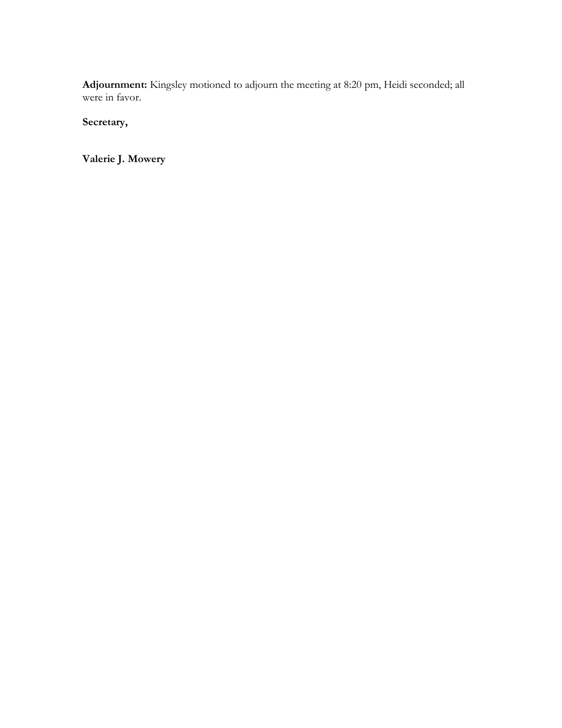**Adjournment:** Kingsley motioned to adjourn the meeting at 8:20 pm, Heidi seconded; all were in favor.

**Secretary,**

**Valerie J. Mowery**